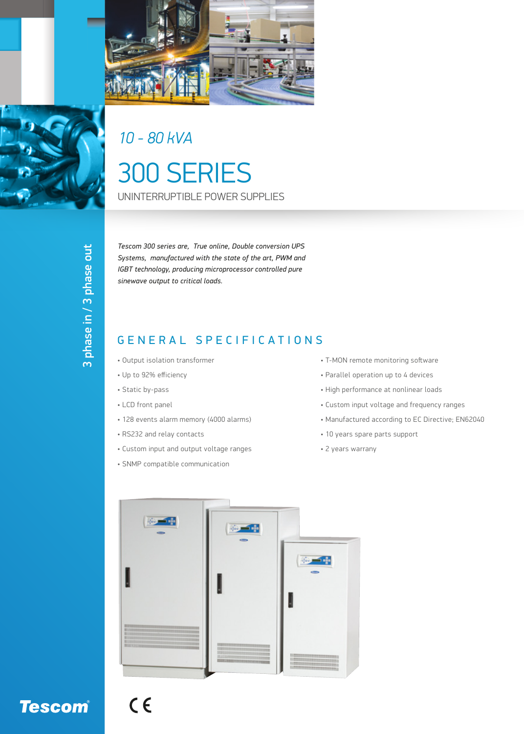*10 - 80 kVA*

# 300 SERIES

UNINTERRUPTIBLE POWER SUPPLIES

3 phase in / 3 phase out

*Tescom 300 series are, True online, Double conversion UPS Systems, manufactured with the state of the art, PWM and IGBT technology, producing microprocessor controlled pure sinewave output to critical loads.*

## GENERAL SPECIFICATIONS

- Output isolation transformer
- Up to 92% efficiency
- Static by-pass
- LCD front panel
- 128 events alarm memory (4000 alarms)
- RS232 and relay contacts
- Custom input and output voltage ranges
- SNMP compatible communication
- T-MON remote monitoring software
- Parallel operation up to 4 devices
- High performance at nonlinear loads
- Custom input voltage and frequency ranges
- Manufactured according to EC Directive; EN62040
- 10 years spare parts support
- 2 years warranty

Tescom®

CE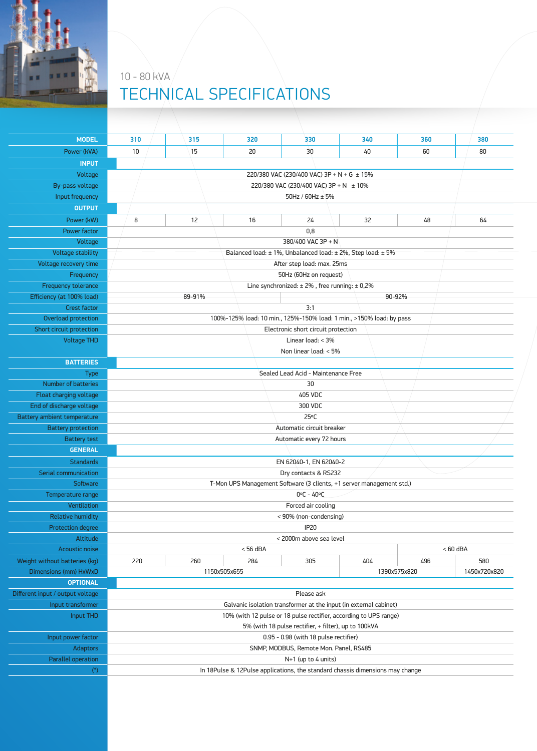10 - 80 kVA

# TECHNICAL SPECIFICATIONS

| MODEL | 310 | 315 | 320 | 330 | 340 | 360 | 380 |
|---|---|---|---|---|---|---|---|
| Power (kVA) | 10 | 15 | 20 | 30 | 40 | 60 | 80 |
| **INPUT** | | | | | | | |
| Voltage | 220/380 VAC (230/400 VAC) 3P + N + G ± 15% | | | | | | |
| By-pass voltage | 220/380 VAC (230/400 VAC) 3P + N ± 10% | | | | | | |
| Input frequency | 50Hz / 60Hz ± 5% | | | | | | |
| **OUTPUT** | | | | | | | |
| Power (kW) | 8 | 12 | 16 | 24 | 32 | 48 | 64 |
| Power factor | 0,8 | | | | | | |
| Voltage | 380/400 VAC 3P + N | | | | | | |
| Voltage stability | Balanced load: ± 1%, Unbalanced load: ± 2%, Step load: ± 5% | | | | | | |
| Voltage recovery time | After step load: max. 25ms | | | | | | |
| Frequency | 50Hz (60Hz on request) | | | | | | |
| Frequency tolerance | Line synchronized: ± 2% , free running: ± 0,2% | | | | | | |
| Efficiency (at 100% load) | 89-91% | | | 90-92% | | | |
| Crest factor | 3:1 | | | | | | |
| Overload protection | 100%-125% load: 10 min., 125%-150% load: 1 min., >150% load: by pass | | | | | | |
| Short circuit protection | Electronic short circuit protection | | | | | | |
| Voltage THD | Linear load: < 3%<br>Non linear load: < 5% | | | | | | |
| **BATTERIES** | | | | | | | |
| Type | Sealed Lead Acid - Maintenance Free | | | | | | |
| Number of batteries | 30 | | | | | | |
| Float charging voltage | 405 VDC | | | | | | |
| End of discharge voltage | 300 VDC | | | | | | |
| Battery ambient temperature | 25ºC | | | | | | |
| Battery protection | Automatic circuit breaker | | | | | | |
| Battery test | Automatic every 72 hours | | | | | | |
| **GENERAL** | | | | | | | |
| Standards | EN 62040-1, EN 62040-2 | | | | | | |
| Serial communication | Dry contacts & RS232 | | | | | | |
| Software | T-Mon UPS Management Software (3 clients, +1 server management std.) | | | | | | |
| Temperature range | 0ºC - 40ºC | | | | | | |
| Ventilation | Forced air cooling | | | | | | |
| Relative humidity | < 90% (non-condensing) | | | | | | |
| Protection degree | IP20 | | | | | | |
| Altitude | < 2000m above sea level | | | | | | |
| Acoustic noise | < 56 dBA | | | | | < 60 dBA | |
| Weight without batteries (kg) | 220 | 260 | 284 | 305 | 404 | 496 | 580 |
| Dimensions (mm) HxWxD | 1150x505x655 | | | | 1390x575x820 | | 1450x720x820 |
| **OPTIONAL** | | | | | | | |
| Different input / output voltage | Please ask | | | | | | |
| Input transformer | Galvanic isolation transformer at the input (in external cabinet) | | | | | | |
| Input THD | 10% (with 12 pulse or 18 pulse rectifier, according to UPS range)<br>5% (with 18 pulse rectifier, + filter), up to 100kVA | | | | | | |
| Input power factor | 0.95 - 0.98 (with 18 pulse rectifier) | | | | | | |
| Adaptors | SNMP, MODBUS, Remote Mon. Panel, RS485 | | | | | | |
| Parallel operation | N+1 (up to 4 units) | | | | | | |
| (*) | In 18Pulse & 12Pulse applications, the standard chassis dimensions may change | | | | | | |